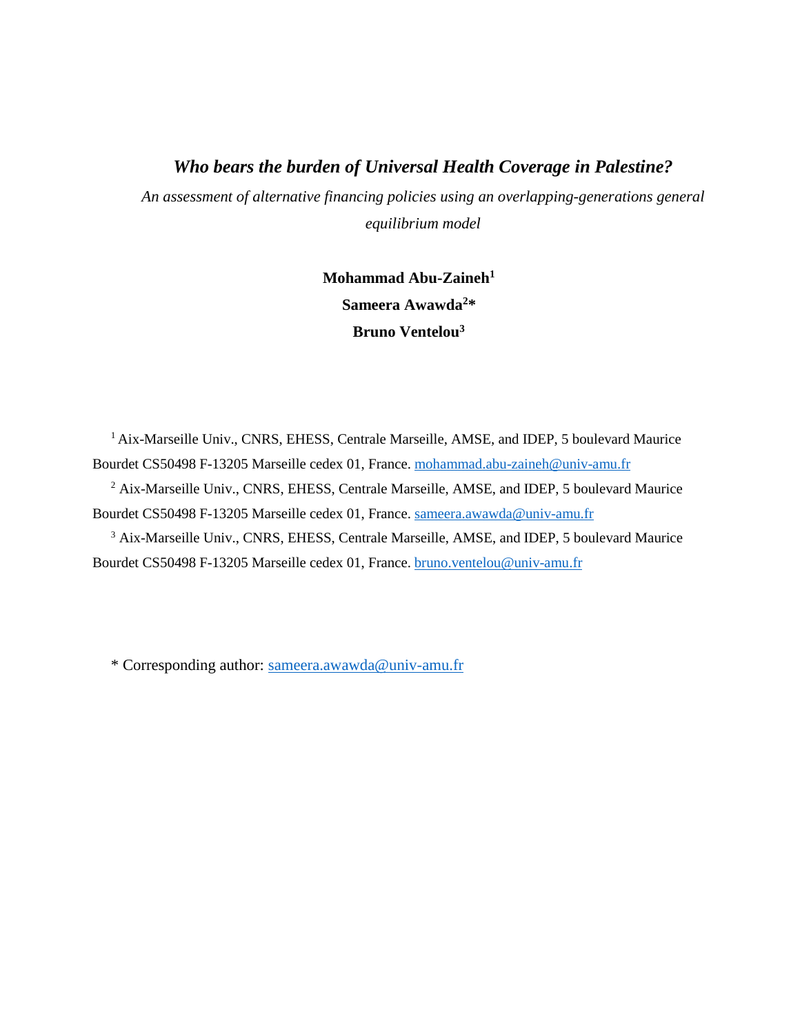# *Who bears the burden of Universal Health Coverage in Palestine?*

*An assessment of alternative financing policies using an overlapping-generations general equilibrium model*

**Mohammad Abu-Zaineh[1]**

**Sameera Awawda[2]***

**Bruno Ventelou[3]**

[1] Aix-Marseille Univ., CNRS, EHESS, Centrale Marseille, AMSE, and IDEP, 5 boulevard Maurice Bourdet CS50498 F-13205 Marseille cedex 01, France. mohammad.abu-zaineh@univ-amu.fr

[2] Aix-Marseille Univ., CNRS, EHESS, Centrale Marseille, AMSE, and IDEP, 5 boulevard Maurice Bourdet CS50498 F-13205 Marseille cedex 01, France. sameera.awawda@univ-amu.fr

[3] Aix-Marseille Univ., CNRS, EHESS, Centrale Marseille, AMSE, and IDEP, 5 boulevard Maurice Bourdet CS50498 F-13205 Marseille cedex 01, France. bruno.ventelou@univ-amu.fr

* Corresponding author: sameera.awawda@univ-amu.fr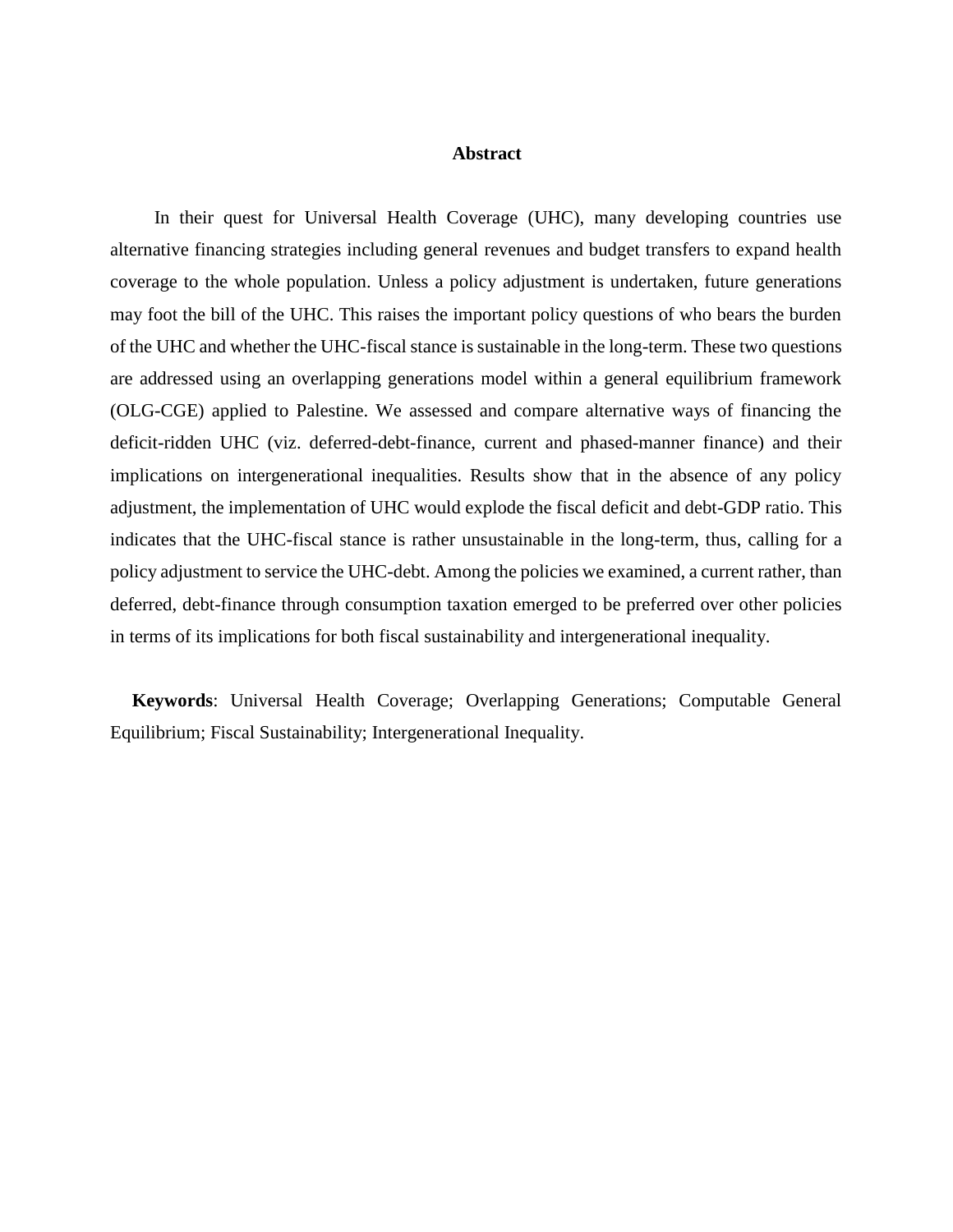## Abstract

In their quest for Universal Health Coverage (UHC), many developing countries use alternative financing strategies including general revenues and budget transfers to expand health coverage to the whole population. Unless a policy adjustment is undertaken, future generations may foot the bill of the UHC. This raises the important policy questions of who bears the burden of the UHC and whether the UHC-fiscal stance is sustainable in the long-term. These two questions are addressed using an overlapping generations model within a general equilibrium framework (OLG-CGE) applied to Palestine. We assessed and compare alternative ways of financing the deficit-ridden UHC (viz. deferred-debt-finance, current and phased-manner finance) and their implications on intergenerational inequalities. Results show that in the absence of any policy adjustment, the implementation of UHC would explode the fiscal deficit and debt-GDP ratio. This indicates that the UHC-fiscal stance is rather unsustainable in the long-term, thus, calling for a policy adjustment to service the UHC-debt. Among the policies we examined, a current rather, than deferred, debt-finance through consumption taxation emerged to be preferred over other policies in terms of its implications for both fiscal sustainability and intergenerational inequality.

**Keywords**: Universal Health Coverage; Overlapping Generations; Computable General Equilibrium; Fiscal Sustainability; Intergenerational Inequality.